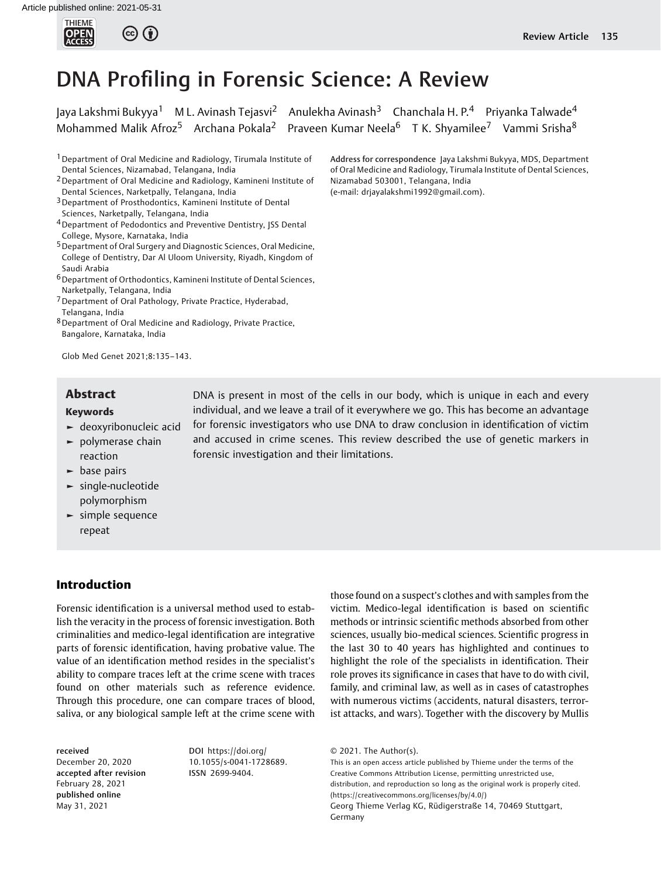# DNA Profiling in Forensic Science: A Review

Jaya Lakshmi Bukyya[1] M L. Avinash Tejasvi[2] Anulekha Avinash[3] Chanchala H. P.[4] Priyanka Talwade[4] Mohammed Malik Afroz[5] Archana Pokala[2] Praveen Kumar Neela[6] T K. Shyamilee[7] Vammi Srisha[8]

[1] Department of Oral Medicine and Radiology, Tirumala Institute of Dental Sciences, Nizamabad, Telangana, India
[2] Department of Oral Medicine and Radiology, Kamineni Institute of Dental Sciences, Narketpally, Telangana, India
[3] Department of Prosthodontics, Kamineni Institute of Dental Sciences, Narketpally, Telangana, India
[4] Department of Pedodontics and Preventive Dentistry, JSS Dental College, Mysore, Karnataka, India
[5] Department of Oral Surgery and Diagnostic Sciences, Oral Medicine, College of Dentistry, Dar Al Uloom University, Riyadh, Kingdom of Saudi Arabia
[6] Department of Orthodontics, Kamineni Institute of Dental Sciences, Narketpally, Telangana, India
[7] Department of Oral Pathology, Private Practice, Hyderabad, Telangana, India
[8] Department of Oral Medicine and Radiology, Private Practice, Bangalore, Karnataka, India

**Address for correspondence** Jaya Lakshmi Bukyya, MDS, Department of Oral Medicine and Radiology, Tirumala Institute of Dental Sciences, Nizamabad 503001, Telangana, India (e-mail: drjayalakshmi1992@gmail.com).

## Abstract

DNA is present in most of the cells in our body, which is unique in each and every individual, and we leave a trail of it everywhere we go. This has become an advantage for forensic investigators who use DNA to draw conclusion in identification of victim and accused in crime scenes. This review described the use of genetic markers in forensic investigation and their limitations.

**Keywords**

- deoxyribonucleic acid
- polymerase chain reaction
- base pairs
- single-nucleotide polymorphism
- simple sequence repeat

## Introduction

Forensic identification is a universal method used to establish the veracity in the process of forensic investigation. Both criminalities and medico-legal identification are integrative parts of forensic identification, having probative value. The value of an identification method resides in the specialist's ability to compare traces left at the crime scene with traces found on other materials such as reference evidence. Through this procedure, one can compare traces of blood, saliva, or any biological sample left at the crime scene with those found on a suspect's clothes and with samples from the victim. Medico-legal identification is based on scientific methods or intrinsic scientific methods absorbed from other sciences, usually bio-medical sciences. Scientific progress in the last 30 to 40 years has highlighted and continues to highlight the role of the specialists in identification. Their role proves its significance in cases that have to do with civil, family, and criminal law, as well as in cases of catastrophes with numerous victims (accidents, natural disasters, terrorist attacks, and wars). Together with the discovery by Mullis

received December 20, 2020
accepted after revision February 28, 2021
published online May 31, 2021

DOI https://doi.org/10.1055/s-0041-1728689.
ISSN 2699-9404.

© 2021. The Author(s).
This is an open access article published by Thieme under the terms of the Creative Commons Attribution License, permitting unrestricted use, distribution, and reproduction so long as the original work is properly cited. (https://creativecommons.org/licenses/by/4.0/)
Georg Thieme Verlag KG, Rüdigerstraße 14, 70469 Stuttgart, Germany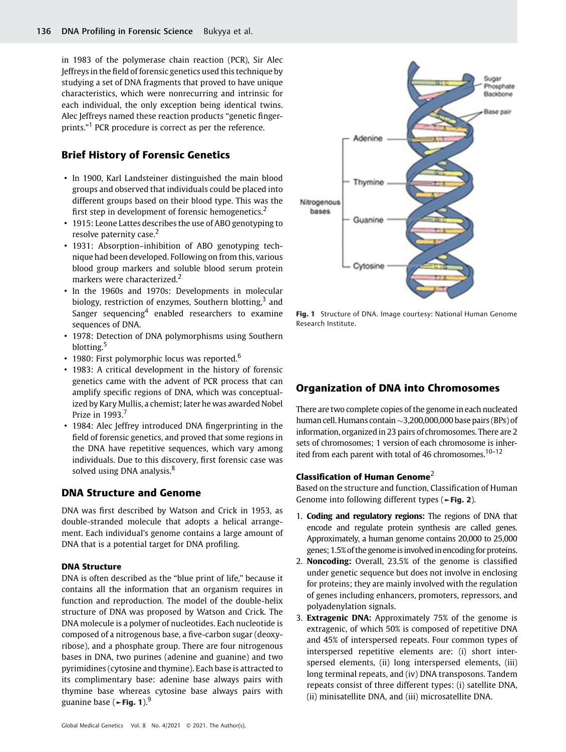in 1983 of the polymerase chain reaction (PCR), Sir Alec Jeffreys in the field of forensic genetics used this technique by studying a set of DNA fragments that proved to have unique characteristics, which were nonrecurring and intrinsic for each individual, the only exception being identical twins. Alec Jeffreys named these reaction products "genetic fingerprints."[1] PCR procedure is correct as per the reference.

## Brief History of Forensic Genetics

- In 1900, Karl Landsteiner distinguished the main blood groups and observed that individuals could be placed into different groups based on their blood type. This was the first step in development of forensic hemogenetics.[2]
- 1915: Leone Lattes describes the use of ABO genotyping to resolve paternity case.[2]
- 1931: Absorption–inhibition of ABO genotyping technique had been developed. Following on from this, various blood group markers and soluble blood serum protein markers were characterized.[2]
- In the 1960s and 1970s: Developments in molecular biology, restriction of enzymes, Southern blotting,[3] and Sanger sequencing[4] enabled researchers to examine sequences of DNA.
- 1978: Detection of DNA polymorphisms using Southern blotting.[5]
- 1980: First polymorphic locus was reported.[6]
- 1983: A critical development in the history of forensic genetics came with the advent of PCR process that can amplify specific regions of DNA, which was conceptualized by Kary Mullis, a chemist; later he was awarded Nobel Prize in 1993.[7]
- 1984: Alec Jeffrey introduced DNA fingerprinting in the field of forensic genetics, and proved that some regions in the DNA have repetitive sequences, which vary among individuals. Due to this discovery, first forensic case was solved using DNA analysis.[8]

## DNA Structure and Genome

DNA was first described by Watson and Crick in 1953, as double-stranded molecule that adopts a helical arrangement. Each individual's genome contains a large amount of DNA that is a potential target for DNA profiling.

### DNA Structure

DNA is often described as the "blue print of life," because it contains all the information that an organism requires in function and reproduction. The model of the double-helix structure of DNA was proposed by Watson and Crick. The DNA molecule is a polymer of nucleotides. Each nucleotide is composed of a nitrogenous base, a five-carbon sugar (deoxyribose), and a phosphate group. There are four nitrogenous bases in DNA, two purines (adenine and guanine) and two pyrimidines (cytosine and thymine). Each base is attracted to its complimentary base: adenine base always pairs with thymine base whereas cytosine base always pairs with guanine base (►Fig. 1).[9]

Fig. 1 Structure of DNA. Image courtesy: National Human Genome Research Institute.

## Organization of DNA into Chromosomes

There are two complete copies of the genome in each nucleated human cell. Humans contain ~3,200,000,000 base pairs (BPs) of information, organized in 23 pairs of chromosomes. There are 2 sets of chromosomes; 1 version of each chromosome is inherited from each parent with total of 46 chromosomes.[10–12]

### Classification of Human Genome[2]

Based on the structure and function, Classification of Human Genome into following different types (►Fig. 2).

1. **Coding and regulatory regions:** The regions of DNA that encode and regulate protein synthesis are called genes. Approximately, a human genome contains 20,000 to 25,000 genes; 1.5% of the genome is involved in encoding for proteins.
2. **Noncoding:** Overall, 23.5% of the genome is classified under genetic sequence but does not involve in enclosing for proteins; they are mainly involved with the regulation of genes including enhancers, promoters, repressors, and polyadenylation signals.
3. **Extragenic DNA:** Approximately 75% of the genome is extragenic, of which 50% is composed of repetitive DNA and 45% of interspersed repeats. Four common types of interspersed repetitive elements are: (i) short interspersed elements, (ii) long interspersed elements, (iii) long terminal repeats, and (iv) DNA transposons. Tandem repeats consist of three different types: (i) satellite DNA, (ii) minisatellite DNA, and (iii) microsatellite DNA.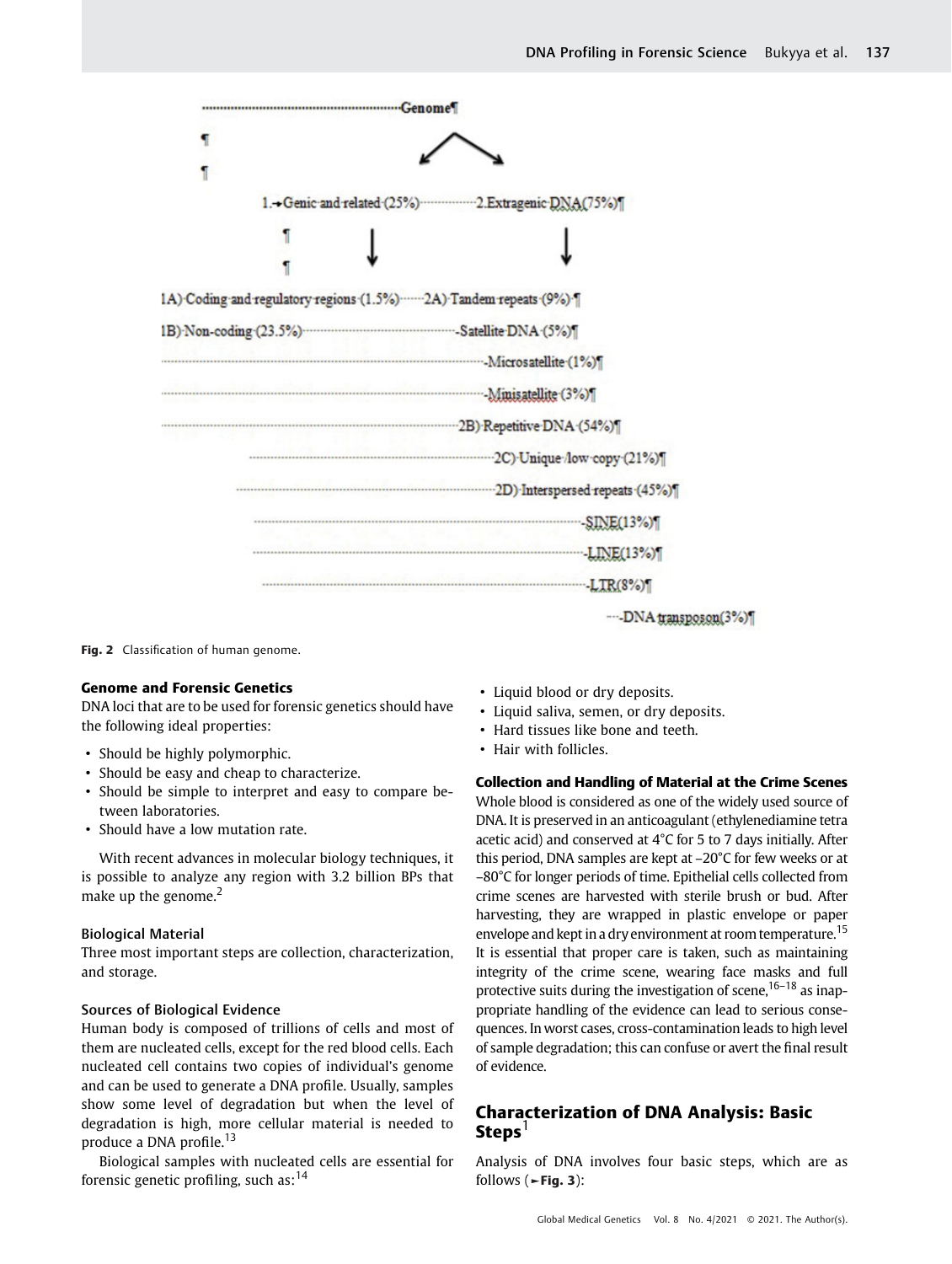Genome

1. Genic and related (25%) — 2. Extragenic DNA (75%)

1A) Coding and regulatory regions (1.5%) — 2A) Tandem repeats (9%)

1B) Non-coding (23.5%) — Satellite DNA (5%)

- Microsatellite (1%)
- Minisatellite (3%)

2B) Repetitive DNA (54%)

2C) Unique/low copy (21%)

2D) Interspersed repeats (45%)

- SINE (13%)
- LINE (13%)
- LTR (8%)
- DNA transposon (3%)

**Fig. 2** Classification of human genome.

### Genome and Forensic Genetics

DNA loci that are to be used for forensic genetics should have the following ideal properties:

- Should be highly polymorphic.
- Should be easy and cheap to characterize.
- Should be simple to interpret and easy to compare between laboratories.
- Should have a low mutation rate.

With recent advances in molecular biology techniques, it is possible to analyze any region with 3.2 billion BPs that make up the genome.[2]

#### Biological Material

Three most important steps are collection, characterization, and storage.

#### Sources of Biological Evidence

Human body is composed of trillions of cells and most of them are nucleated cells, except for the red blood cells. Each nucleated cell contains two copies of individual's genome and can be used to generate a DNA profile. Usually, samples show some level of degradation but when the level of degradation is high, more cellular material is needed to produce a DNA profile.[13]

Biological samples with nucleated cells are essential for forensic genetic profiling, such as:[14]

- Liquid blood or dry deposits.
- Liquid saliva, semen, or dry deposits.
- Hard tissues like bone and teeth.
- Hair with follicles.

### Collection and Handling of Material at the Crime Scenes

Whole blood is considered as one of the widely used source of DNA. It is preserved in an anticoagulant (ethylenediamine tetra acetic acid) and conserved at 4°C for 5 to 7 days initially. After this period, DNA samples are kept at –20°C for few weeks or at –80°C for longer periods of time. Epithelial cells collected from crime scenes are harvested with sterile brush or bud. After harvesting, they are wrapped in plastic envelope or paper envelope and kept in a dry environment at room temperature.[15] It is essential that proper care is taken, such as maintaining integrity of the crime scene, wearing face masks and full protective suits during the investigation of scene,[16–18] as inappropriate handling of the evidence can lead to serious consequences. In worst cases, cross-contamination leads to high level of sample degradation; this can confuse or avert the final result of evidence.

## Characterization of DNA Analysis: Basic Steps[1]

Analysis of DNA involves four basic steps, which are as follows (►Fig. 3):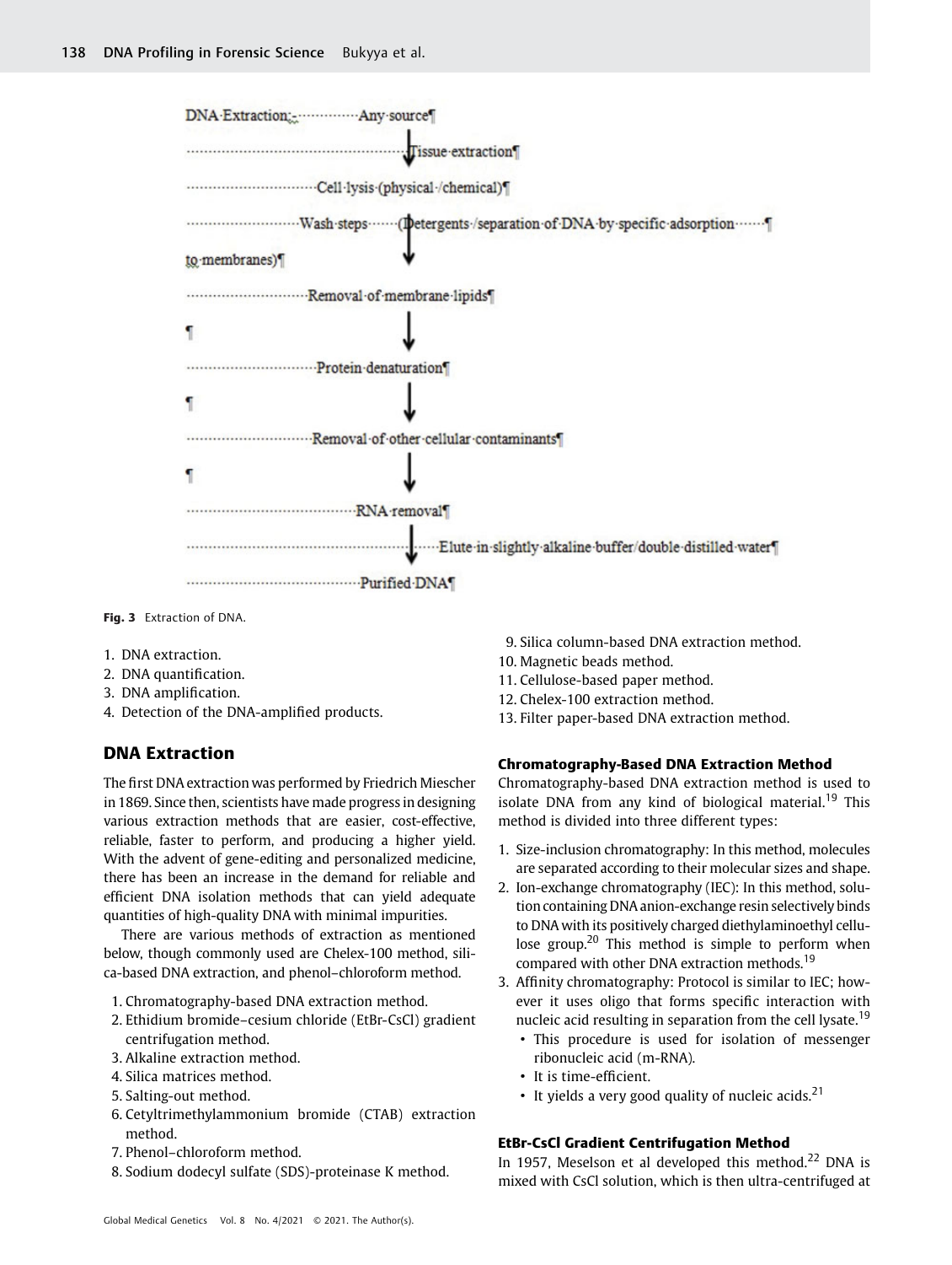DNA Extraction:- Any source

↓ Tissue extraction

Cell lysis (physical /chemical)

Wash steps (Detergents /separation of DNA by specific adsorption to membranes)

↓

Removal of membrane lipids

↓

Protein denaturation

↓

Removal of other cellular contaminants

↓

RNA removal

↓ Elute in slightly alkaline buffer/double distilled water

Purified DNA

**Fig. 3** Extraction of DNA.

1. DNA extraction.
2. DNA quantification.
3. DNA amplification.
4. Detection of the DNA-amplified products.

## DNA Extraction

The first DNA extraction was performed by Friedrich Miescher in 1869. Since then, scientists have made progress in designing various extraction methods that are easier, cost-effective, reliable, faster to perform, and producing a higher yield. With the advent of gene-editing and personalized medicine, there has been an increase in the demand for reliable and efficient DNA isolation methods that can yield adequate quantities of high-quality DNA with minimal impurities.

There are various methods of extraction as mentioned below, though commonly used are Chelex-100 method, silica-based DNA extraction, and phenol–chloroform method.

1. Chromatography-based DNA extraction method.
2. Ethidium bromide–cesium chloride (EtBr-CsCl) gradient centrifugation method.
3. Alkaline extraction method.
4. Silica matrices method.
5. Salting-out method.
6. Cetyltrimethylammonium bromide (CTAB) extraction method.
7. Phenol–chloroform method.
8. Sodium dodecyl sulfate (SDS)-proteinase K method.
9. Silica column-based DNA extraction method.
10. Magnetic beads method.
11. Cellulose-based paper method.
12. Chelex-100 extraction method.
13. Filter paper-based DNA extraction method.

### Chromatography-Based DNA Extraction Method

Chromatography-based DNA extraction method is used to isolate DNA from any kind of biological material.[19] This method is divided into three different types:

1. Size-inclusion chromatography: In this method, molecules are separated according to their molecular sizes and shape.
2. Ion-exchange chromatography (IEC): In this method, solution containing DNA anion-exchange resin selectively binds to DNA with its positively charged diethylaminoethyl cellulose group.[20] This method is simple to perform when compared with other DNA extraction methods.[19]
3. Affinity chromatography: Protocol is similar to IEC; however it uses oligo that forms specific interaction with nucleic acid resulting in separation from the cell lysate.[19]
   - This procedure is used for isolation of messenger ribonucleic acid (m-RNA).
   - It is time-efficient.
   - It yields a very good quality of nucleic acids.[21]

### EtBr-CsCl Gradient Centrifugation Method

In 1957, Meselson et al developed this method.[22] DNA is mixed with CsCl solution, which is then ultra-centrifuged at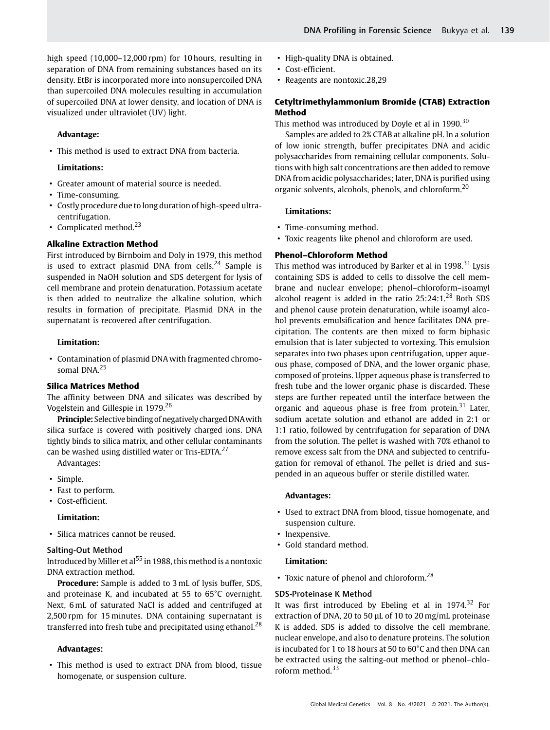high speed (10,000–12,000 rpm) for 10 hours, resulting in separation of DNA from remaining substances based on its density. EtBr is incorporated more into nonsupercoiled DNA than supercoiled DNA molecules resulting in accumulation of supercoiled DNA at lower density, and location of DNA is visualized under ultraviolet (UV) light.

**Advantage:**

- This method is used to extract DNA from bacteria.

**Limitations:**

- Greater amount of material source is needed.
- Time-consuming.
- Costly procedure due to long duration of high-speed ultracentrifugation.
- Complicated method.[23]

### Alkaline Extraction Method

First introduced by Birnboim and Doly in 1979, this method is used to extract plasmid DNA from cells.[24] Sample is suspended in NaOH solution and SDS detergent for lysis of cell membrane and protein denaturation. Potassium acetate is then added to neutralize the alkaline solution, which results in formation of precipitate. Plasmid DNA in the supernatant is recovered after centrifugation.

**Limitation:**

- Contamination of plasmid DNA with fragmented chromosomal DNA.[25]

### Silica Matrices Method

The affinity between DNA and silicates was described by Vogelstein and Gillespie in 1979.[26]

**Principle:** Selective binding of negatively charged DNA with silica surface is covered with positively charged ions. DNA tightly binds to silica matrix, and other cellular contaminants can be washed using distilled water or Tris-EDTA.[27]

Advantages:

- Simple.
- Fast to perform.
- Cost-efficient.

**Limitation:**

- Silica matrices cannot be reused.

#### Salting-Out Method

Introduced by Miller et al[55] in 1988, this method is a nontoxic DNA extraction method.

**Procedure:** Sample is added to 3 mL of lysis buffer, SDS, and proteinase K, and incubated at 55 to 65°C overnight. Next, 6 mL of saturated NaCl is added and centrifuged at 2,500 rpm for 15 minutes. DNA containing supernatant is transferred into fresh tube and precipitated using ethanol.[28]

**Advantages:**

- This method is used to extract DNA from blood, tissue homogenate, or suspension culture.
- High-quality DNA is obtained.
- Cost-efficient.
- Reagents are nontoxic.28,29

### Cetyltrimethylammonium Bromide (CTAB) Extraction Method

This method was introduced by Doyle et al in 1990.[30]

Samples are added to 2% CTAB at alkaline pH. In a solution of low ionic strength, buffer precipitates DNA and acidic polysaccharides from remaining cellular components. Solutions with high salt concentrations are then added to remove DNA from acidic polysaccharides; later, DNA is purified using organic solvents, alcohols, phenols, and chloroform.[20]

**Limitations:**

- Time-consuming method.
- Toxic reagents like phenol and chloroform are used.

### Phenol–Chloroform Method

This method was introduced by Barker et al in 1998.[31] Lysis containing SDS is added to cells to dissolve the cell membrane and nuclear envelope; phenol–chloroform–isoamyl alcohol reagent is added in the ratio 25:24:1.[28] Both SDS and phenol cause protein denaturation, while isoamyl alcohol prevents emulsification and hence facilitates DNA precipitation. The contents are then mixed to form biphasic emulsion that is later subjected to vortexing. This emulsion separates into two phases upon centrifugation, upper aqueous phase, composed of DNA, and the lower organic phase, composed of proteins. Upper aqueous phase is transferred to fresh tube and the lower organic phase is discarded. These steps are further repeated until the interface between the organic and aqueous phase is free from protein.[31] Later, sodium acetate solution and ethanol are added in 2:1 or 1:1 ratio, followed by centrifugation for separation of DNA from the solution. The pellet is washed with 70% ethanol to remove excess salt from the DNA and subjected to centrifugation for removal of ethanol. The pellet is dried and suspended in an aqueous buffer or sterile distilled water.

**Advantages:**

- Used to extract DNA from blood, tissue homogenate, and suspension culture.
- Inexpensive.
- Gold standard method.

**Limitation:**

- Toxic nature of phenol and chloroform.[28]

#### SDS-Proteinase K Method

It was first introduced by Ebeling et al in 1974.[32] For extraction of DNA, 20 to 50 µL of 10 to 20 mg/mL proteinase K is added. SDS is added to dissolve the cell membrane, nuclear envelope, and also to denature proteins. The solution is incubated for 1 to 18 hours at 50 to 60°C and then DNA can be extracted using the salting-out method or phenol–chloroform method.[33]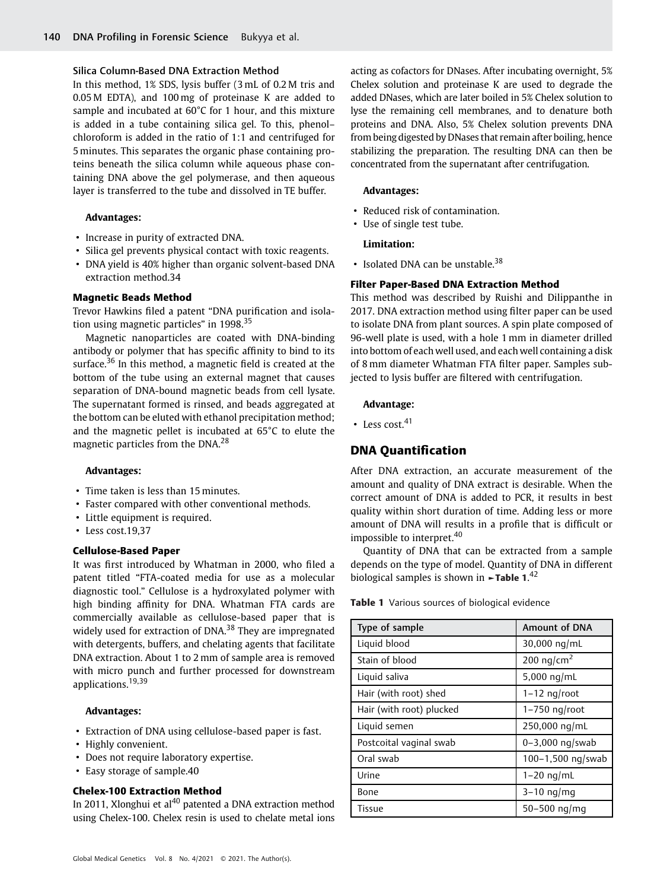### Silica Column-Based DNA Extraction Method

In this method, 1% SDS, lysis buffer (3 mL of 0.2 M tris and 0.05 M EDTA), and 100 mg of proteinase K are added to sample and incubated at 60°C for 1 hour, and this mixture is added in a tube containing silica gel. To this, phenol–chloroform is added in the ratio of 1:1 and centrifuged for 5 minutes. This separates the organic phase containing proteins beneath the silica column while aqueous phase containing DNA above the gel polymerase, and then aqueous layer is transferred to the tube and dissolved in TE buffer.

**Advantages:**

- Increase in purity of extracted DNA.
- Silica gel prevents physical contact with toxic reagents.
- DNA yield is 40% higher than organic solvent-based DNA extraction method.34

### Magnetic Beads Method

Trevor Hawkins filed a patent "DNA purification and isolation using magnetic particles" in 1998.[35]

Magnetic nanoparticles are coated with DNA-binding antibody or polymer that has specific affinity to bind to its surface.[36] In this method, a magnetic field is created at the bottom of the tube using an external magnet that causes separation of DNA-bound magnetic beads from cell lysate. The supernatant formed is rinsed, and beads aggregated at the bottom can be eluted with ethanol precipitation method; and the magnetic pellet is incubated at 65°C to elute the magnetic particles from the DNA.[28]

**Advantages:**

- Time taken is less than 15 minutes.
- Faster compared with other conventional methods.
- Little equipment is required.
- Less cost.19,37

### Cellulose-Based Paper

It was first introduced by Whatman in 2000, who filed a patent titled "FTA-coated media for use as a molecular diagnostic tool." Cellulose is a hydroxylated polymer with high binding affinity for DNA. Whatman FTA cards are commercially available as cellulose-based paper that is widely used for extraction of DNA.[38] They are impregnated with detergents, buffers, and chelating agents that facilitate DNA extraction. About 1 to 2 mm of sample area is removed with micro punch and further processed for downstream applications.[19,39]

**Advantages:**

- Extraction of DNA using cellulose-based paper is fast.
- Highly convenient.
- Does not require laboratory expertise.
- Easy storage of sample.40

### Chelex-100 Extraction Method

In 2011, Xlonghui et al[40] patented a DNA extraction method using Chelex-100. Chelex resin is used to chelate metal ions acting as cofactors for DNases. After incubating overnight, 5% Chelex solution and proteinase K are used to degrade the added DNases, which are later boiled in 5% Chelex solution to lyse the remaining cell membranes, and to denature both proteins and DNA. Also, 5% Chelex solution prevents DNA from being digested by DNases that remain after boiling, hence stabilizing the preparation. The resulting DNA can then be concentrated from the supernatant after centrifugation.

**Advantages:**

- Reduced risk of contamination.
- Use of single test tube.

**Limitation:**

- Isolated DNA can be unstable.[38]

### Filter Paper-Based DNA Extraction Method

This method was described by Ruishi and Dilippanthe in 2017. DNA extraction method using filter paper can be used to isolate DNA from plant sources. A spin plate composed of 96-well plate is used, with a hole 1 mm in diameter drilled into bottom of each well used, and each well containing a disk of 8 mm diameter Whatman FTA filter paper. Samples subjected to lysis buffer are filtered with centrifugation.

**Advantage:**

- Less cost.[41]

## DNA Quantification

After DNA extraction, an accurate measurement of the amount and quality of DNA extract is desirable. When the correct amount of DNA is added to PCR, it results in best quality within short duration of time. Adding less or more amount of DNA will results in a profile that is difficult or impossible to interpret.[40]

Quantity of DNA that can be extracted from a sample depends on the type of model. Quantity of DNA in different biological samples is shown in ►Table 1.[42]

**Table 1** Various sources of biological evidence

| Type of sample | Amount of DNA |
|---|---|
| Liquid blood | 30,000 ng/mL |
| Stain of blood | 200 ng/cm$^2$ |
| Liquid saliva | 5,000 ng/mL |
| Hair (with root) shed | 1–12 ng/root |
| Hair (with root) plucked | 1–750 ng/root |
| Liquid semen | 250,000 ng/mL |
| Postcoital vaginal swab | 0–3,000 ng/swab |
| Oral swab | 100–1,500 ng/swab |
| Urine | 1–20 ng/mL |
| Bone | 3–10 ng/mg |
| Tissue | 50–500 ng/mg |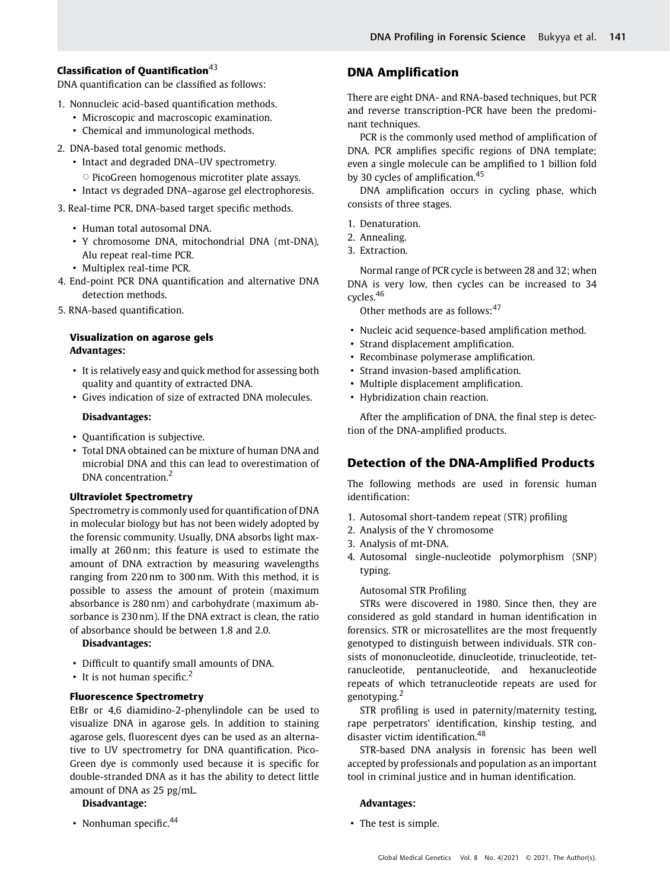### Classification of Quantification[43]

DNA quantification can be classified as follows:

1. Nonnucleic acid-based quantification methods.
   - Microscopic and macroscopic examination.
   - Chemical and immunological methods.
2. DNA-based total genomic methods.
   - Intact and degraded DNA–UV spectrometry.
     - PicoGreen homogenous microtiter plate assays.
   - Intact vs degraded DNA–agarose gel electrophoresis.
3. Real-time PCR, DNA-based target specific methods.
   - Human total autosomal DNA.
   - Y chromosome DNA, mitochondrial DNA (mt-DNA), Alu repeat real-time PCR.
   - Multiplex real-time PCR.
4. End-point PCR DNA quantification and alternative DNA detection methods.
5. RNA-based quantification.

#### Visualization on agarose gels

**Advantages:**

- It is relatively easy and quick method for assessing both quality and quantity of extracted DNA.
- Gives indication of size of extracted DNA molecules.

**Disadvantages:**

- Quantification is subjective.
- Total DNA obtained can be mixture of human DNA and microbial DNA and this can lead to overestimation of DNA concentration.[2]

#### Ultraviolet Spectrometry

Spectrometry is commonly used for quantification of DNA in molecular biology but has not been widely adopted by the forensic community. Usually, DNA absorbs light maximally at 260 nm; this feature is used to estimate the amount of DNA extraction by measuring wavelengths ranging from 220 nm to 300 nm. With this method, it is possible to assess the amount of protein (maximum absorbance is 280 nm) and carbohydrate (maximum absorbance is 230 nm). If the DNA extract is clean, the ratio of absorbance should be between 1.8 and 2.0.

**Disadvantages:**

- Difficult to quantify small amounts of DNA.
- It is not human specific.[2]

#### Fluorescence Spectrometry

EtBr or 4,6 diamidino-2-phenylindole can be used to visualize DNA in agarose gels. In addition to staining agarose gels, fluorescent dyes can be used as an alternative to UV spectrometry for DNA quantification. PicoGreen dye is commonly used because it is specific for double-stranded DNA as it has the ability to detect little amount of DNA as 25 pg/mL.

**Disadvantage:**

- Nonhuman specific.[44]

## DNA Amplification

There are eight DNA- and RNA-based techniques, but PCR and reverse transcription-PCR have been the predominant techniques.

PCR is the commonly used method of amplification of DNA. PCR amplifies specific regions of DNA template; even a single molecule can be amplified to 1 billion fold by 30 cycles of amplification.[45]

DNA amplification occurs in cycling phase, which consists of three stages.

1. Denaturation.
2. Annealing.
3. Extraction.

Normal range of PCR cycle is between 28 and 32; when DNA is very low, then cycles can be increased to 34 cycles.[46]

Other methods are as follows:[47]

- Nucleic acid sequence-based amplification method.
- Strand displacement amplification.
- Recombinase polymerase amplification.
- Strand invasion-based amplification.
- Multiple displacement amplification.
- Hybridization chain reaction.

After the amplification of DNA, the final step is detection of the DNA-amplified products.

## Detection of the DNA-Amplified Products

The following methods are used in forensic human identification:

1. Autosomal short-tandem repeat (STR) profiling
2. Analysis of the Y chromosome
3. Analysis of mt-DNA.
4. Autosomal single-nucleotide polymorphism (SNP) typing.

Autosomal STR Profiling

STRs were discovered in 1980. Since then, they are considered as gold standard in human identification in forensics. STR or microsatellites are the most frequently genotyped to distinguish between individuals. STR consists of mononucleotide, dinucleotide, trinucleotide, tetranucleotide, pentanucleotide, and hexanucleotide repeats of which tetranucleotide repeats are used for genotyping.[2]

STR profiling is used in paternity/maternity testing, rape perpetrators' identification, kinship testing, and disaster victim identification.[48]

STR-based DNA analysis in forensic has been well accepted by professionals and population as an important tool in criminal justice and in human identification.

**Advantages:**

- The test is simple.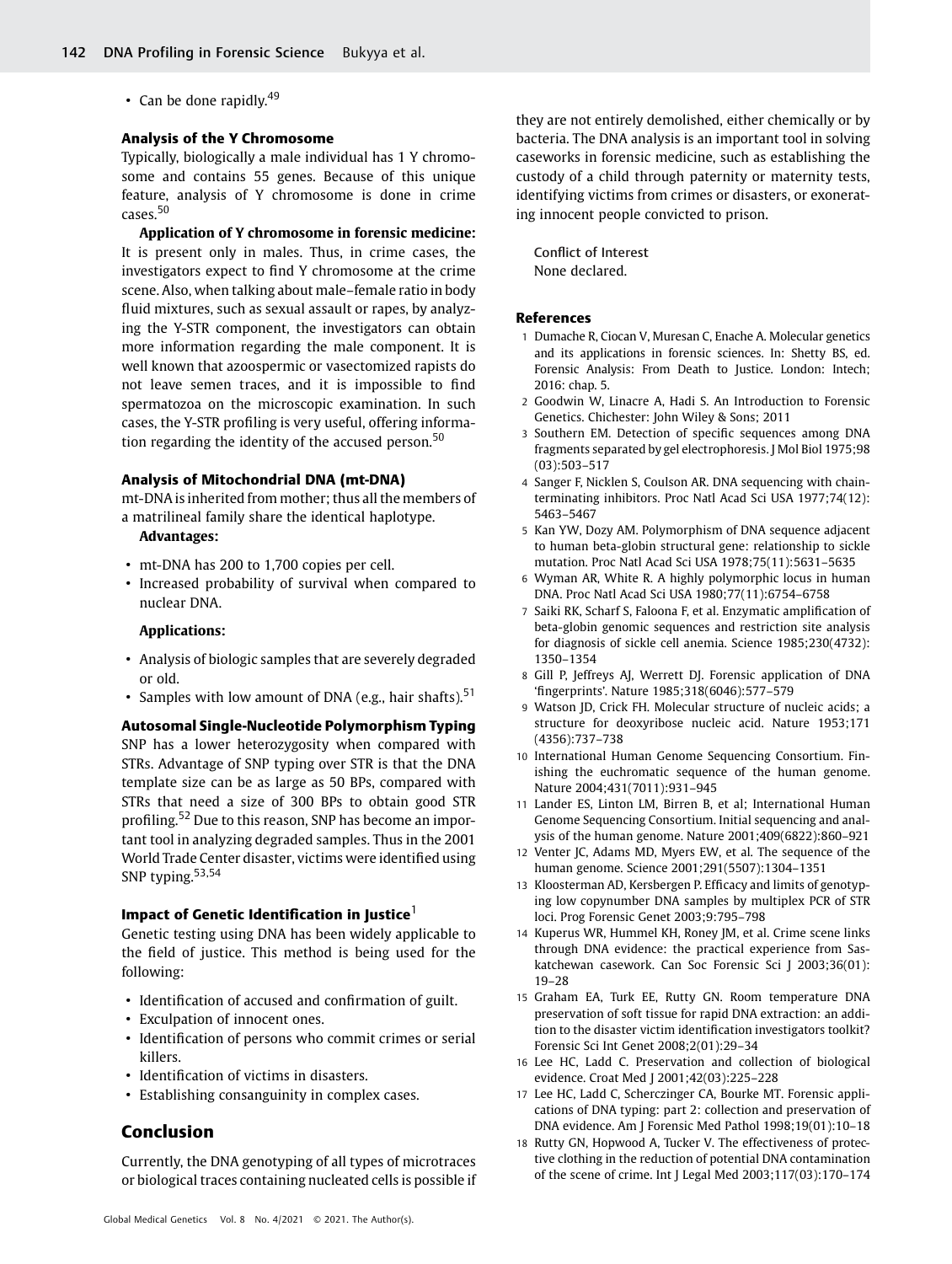- Can be done rapidly.[49]

### Analysis of the Y Chromosome

Typically, biologically a male individual has 1 Y chromosome and contains 55 genes. Because of this unique feature, analysis of Y chromosome is done in crime cases.[50]

**Application of Y chromosome in forensic medicine:** It is present only in males. Thus, in crime cases, the investigators expect to find Y chromosome at the crime scene. Also, when talking about male–female ratio in body fluid mixtures, such as sexual assault or rapes, by analyzing the Y-STR component, the investigators can obtain more information regarding the male component. It is well known that azoospermic or vasectomized rapists do not leave semen traces, and it is impossible to find spermatozoa on the microscopic examination. In such cases, the Y-STR profiling is very useful, offering information regarding the identity of the accused person.[50]

### Analysis of Mitochondrial DNA (mt-DNA)

mt-DNA is inherited from mother; thus all the members of a matrilineal family share the identical haplotype.

**Advantages:**

- mt-DNA has 200 to 1,700 copies per cell.
- Increased probability of survival when compared to nuclear DNA.

**Applications:**

- Analysis of biologic samples that are severely degraded or old.
- Samples with low amount of DNA (e.g., hair shafts).[51]

### Autosomal Single-Nucleotide Polymorphism Typing

SNP has a lower heterozygosity when compared with STRs. Advantage of SNP typing over STR is that the DNA template size can be as large as 50 BPs, compared with STRs that need a size of 300 BPs to obtain good STR profiling.[52] Due to this reason, SNP has become an important tool in analyzing degraded samples. Thus in the 2001 World Trade Center disaster, victims were identified using SNP typing.[53,54]

### Impact of Genetic Identification in Justice[1]

Genetic testing using DNA has been widely applicable to the field of justice. This method is being used for the following:

- Identification of accused and confirmation of guilt.
- Exculpation of innocent ones.
- Identification of persons who commit crimes or serial killers.
- Identification of victims in disasters.
- Establishing consanguinity in complex cases.

## Conclusion

Currently, the DNA genotyping of all types of microtraces or biological traces containing nucleated cells is possible if they are not entirely demolished, either chemically or by bacteria. The DNA analysis is an important tool in solving caseworks in forensic medicine, such as establishing the custody of a child through paternity or maternity tests, identifying victims from crimes or disasters, or exonerating innocent people convicted to prison.

Conflict of Interest
None declared.

### References

1. Dumache R, Ciocan V, Muresan C, Enache A. Molecular genetics and its applications in forensic sciences. In: Shetty BS, ed. Forensic Analysis: From Death to Justice. London: Intech; 2016: chap. 5.
2. Goodwin W, Linacre A, Hadi S. An Introduction to Forensic Genetics. Chichester: John Wiley & Sons; 2011
3. Southern EM. Detection of specific sequences among DNA fragments separated by gel electrophoresis. J Mol Biol 1975;98(03):503–517
4. Sanger F, Nicklen S, Coulson AR. DNA sequencing with chain-terminating inhibitors. Proc Natl Acad Sci USA 1977;74(12):5463–5467
5. Kan YW, Dozy AM. Polymorphism of DNA sequence adjacent to human beta-globin structural gene: relationship to sickle mutation. Proc Natl Acad Sci USA 1978;75(11):5631–5635
6. Wyman AR, White R. A highly polymorphic locus in human DNA. Proc Natl Acad Sci USA 1980;77(11):6754–6758
7. Saiki RK, Scharf S, Faloona F, et al. Enzymatic amplification of beta-globin genomic sequences and restriction site analysis for diagnosis of sickle cell anemia. Science 1985;230(4732):1350–1354
8. Gill P, Jeffreys AJ, Werrett DJ. Forensic application of DNA 'fingerprints'. Nature 1985;318(6046):577–579
9. Watson JD, Crick FH. Molecular structure of nucleic acids; a structure for deoxyribose nucleic acid. Nature 1953;171(4356):737–738
10. International Human Genome Sequencing Consortium. Finishing the euchromatic sequence of the human genome. Nature 2004;431(7011):931–945
11. Lander ES, Linton LM, Birren B, et al; International Human Genome Sequencing Consortium. Initial sequencing and analysis of the human genome. Nature 2001;409(6822):860–921
12. Venter JC, Adams MD, Myers EW, et al. The sequence of the human genome. Science 2001;291(5507):1304–1351
13. Kloosterman AD, Kersbergen P. Efficacy and limits of genotyping low copynumber DNA samples by multiplex PCR of STR loci. Prog Forensic Genet 2003;9:795–798
14. Kuperus WR, Hummel KH, Roney JM, et al. Crime scene links through DNA evidence: the practical experience from Saskatchewan casework. Can Soc Forensic Sci J 2003;36(01):19–28
15. Graham EA, Turk EE, Rutty GN. Room temperature DNA preservation of soft tissue for rapid DNA extraction: an addition to the disaster victim identification investigators toolkit? Forensic Sci Int Genet 2008;2(01):29–34
16. Lee HC, Ladd C. Preservation and collection of biological evidence. Croat Med J 2001;42(03):225–228
17. Lee HC, Ladd C, Scherczinger CA, Bourke MT. Forensic applications of DNA typing: part 2: collection and preservation of DNA evidence. Am J Forensic Med Pathol 1998;19(01):10–18
18. Rutty GN, Hopwood A, Tucker V. The effectiveness of protective clothing in the reduction of potential DNA contamination of the scene of crime. Int J Legal Med 2003;117(03):170–174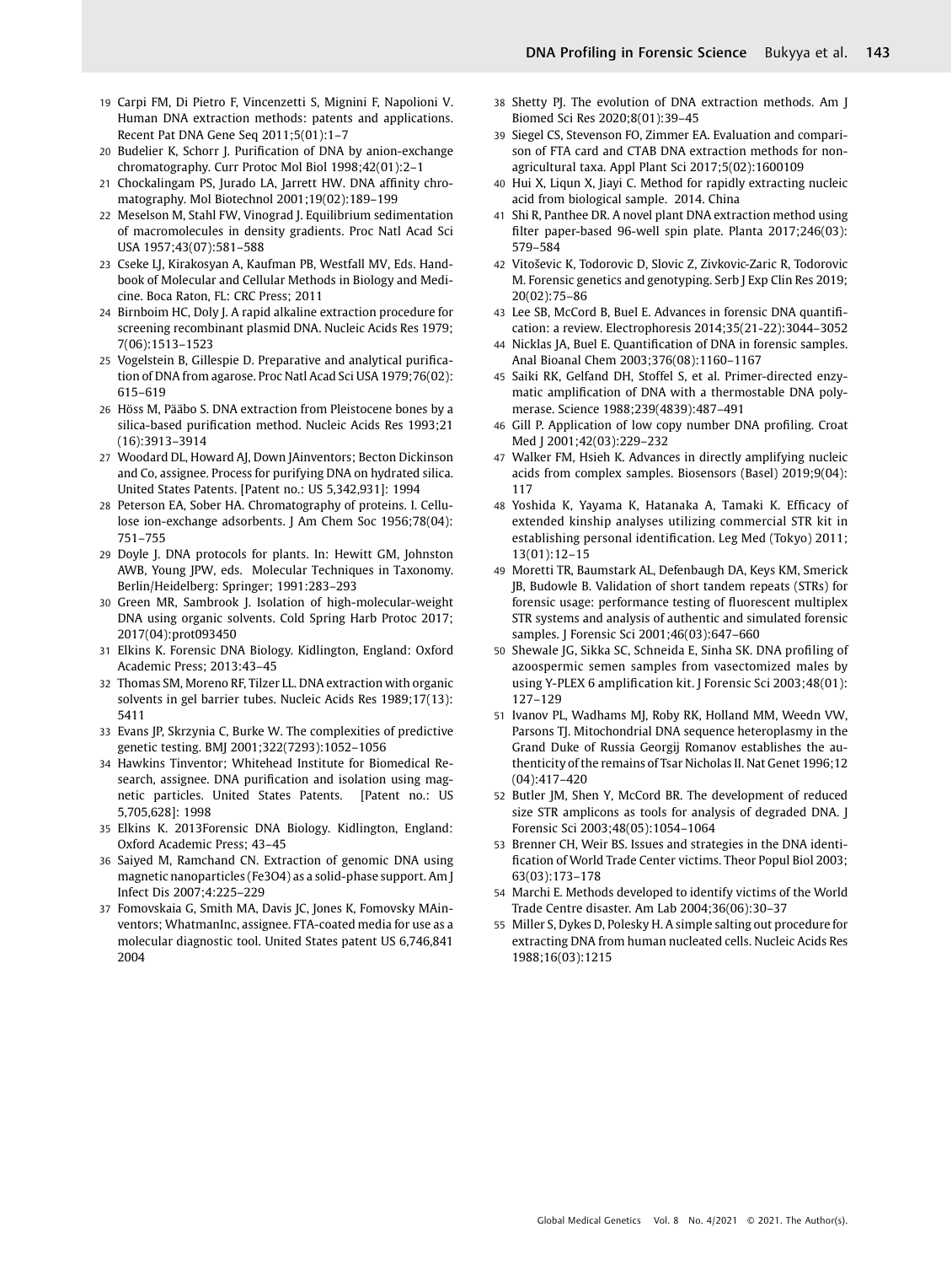19 Carpi FM, Di Pietro F, Vincenzetti S, Mignini F, Napolioni V. Human DNA extraction methods: patents and applications. Recent Pat DNA Gene Seq 2011;5(01):1–7

20 Budelier K, Schorr J. Purification of DNA by anion-exchange chromatography. Curr Protoc Mol Biol 1998;42(01):2–1

21 Chockalingam PS, Jurado LA, Jarrett HW. DNA affinity chromatography. Mol Biotechnol 2001;19(02):189–199

22 Meselson M, Stahl FW, Vinograd J. Equilibrium sedimentation of macromolecules in density gradients. Proc Natl Acad Sci USA 1957;43(07):581–588

23 Cseke LJ, Kirakosyan A, Kaufman PB, Westfall MV, Eds. Handbook of Molecular and Cellular Methods in Biology and Medicine. Boca Raton, FL: CRC Press; 2011

24 Birnboim HC, Doly J. A rapid alkaline extraction procedure for screening recombinant plasmid DNA. Nucleic Acids Res 1979; 7(06):1513–1523

25 Vogelstein B, Gillespie D. Preparative and analytical purification of DNA from agarose. Proc Natl Acad Sci USA 1979;76(02): 615–619

26 Höss M, Pääbo S. DNA extraction from Pleistocene bones by a silica-based purification method. Nucleic Acids Res 1993;21 (16):3913–3914

27 Woodard DL, Howard AJ, Down JAinventors; Becton Dickinson and Co, assignee. Process for purifying DNA on hydrated silica. United States Patents. [Patent no.: US 5,342,931]: 1994

28 Peterson EA, Sober HA. Chromatography of proteins. I. Cellulose ion-exchange adsorbents. J Am Chem Soc 1956;78(04): 751–755

29 Doyle J. DNA protocols for plants. In: Hewitt GM, Johnston AWB, Young JPW, eds. Molecular Techniques in Taxonomy. Berlin/Heidelberg: Springer; 1991:283–293

30 Green MR, Sambrook J. Isolation of high-molecular-weight DNA using organic solvents. Cold Spring Harb Protoc 2017; 2017(04):prot093450

31 Elkins K. Forensic DNA Biology. Kidlington, England: Oxford Academic Press; 2013:43–45

32 Thomas SM, Moreno RF, Tilzer LL. DNA extraction with organic solvents in gel barrier tubes. Nucleic Acids Res 1989;17(13): 5411

33 Evans JP, Skrzynia C, Burke W. The complexities of predictive genetic testing. BMJ 2001;322(7293):1052–1056

34 Hawkins Tinventor; Whitehead Institute for Biomedical Research, assignee. DNA purification and isolation using magnetic particles. United States Patents. [Patent no.: US 5,705,628]: 1998

35 Elkins K. 2013Forensic DNA Biology. Kidlington, England: Oxford Academic Press; 43–45

36 Saiyed M, Ramchand CN. Extraction of genomic DNA using magnetic nanoparticles (Fe3O4) as a solid-phase support. Am J Infect Dis 2007;4:225–229

37 Fomovskaia G, Smith MA, Davis JC, Jones K, Fomovsky MAinventors; WhatmanInc, assignee. FTA-coated media for use as a molecular diagnostic tool. United States patent US 6,746,841 2004

38 Shetty PJ. The evolution of DNA extraction methods. Am J Biomed Sci Res 2020;8(01):39–45

39 Siegel CS, Stevenson FO, Zimmer EA. Evaluation and comparison of FTA card and CTAB DNA extraction methods for non-agricultural taxa. Appl Plant Sci 2017;5(02):1600109

40 Hui X, Liqun X, Jiayi C. Method for rapidly extracting nucleic acid from biological sample. 2014. China

41 Shi R, Panthee DR. A novel plant DNA extraction method using filter paper-based 96-well spin plate. Planta 2017;246(03): 579–584

42 Vitoševic K, Todorovic D, Slovic Z, Zivkovic-Zaric R, Todorovic M. Forensic genetics and genotyping. Serb J Exp Clin Res 2019; 20(02):75–86

43 Lee SB, McCord B, Buel E. Advances in forensic DNA quantification: a review. Electrophoresis 2014;35(21-22):3044–3052

44 Nicklas JA, Buel E. Quantification of DNA in forensic samples. Anal Bioanal Chem 2003;376(08):1160–1167

45 Saiki RK, Gelfand DH, Stoffel S, et al. Primer-directed enzymatic amplification of DNA with a thermostable DNA polymerase. Science 1988;239(4839):487–491

46 Gill P. Application of low copy number DNA profiling. Croat Med J 2001;42(03):229–232

47 Walker FM, Hsieh K. Advances in directly amplifying nucleic acids from complex samples. Biosensors (Basel) 2019;9(04): 117

48 Yoshida K, Yayama K, Hatanaka A, Tamaki K. Efficacy of extended kinship analyses utilizing commercial STR kit in establishing personal identification. Leg Med (Tokyo) 2011; 13(01):12–15

49 Moretti TR, Baumstark AL, Defenbaugh DA, Keys KM, Smerick JB, Budowle B. Validation of short tandem repeats (STRs) for forensic usage: performance testing of fluorescent multiplex STR systems and analysis of authentic and simulated forensic samples. J Forensic Sci 2001;46(03):647–660

50 Shewale JG, Sikka SC, Schneida E, Sinha SK. DNA profiling of azoospermic semen samples from vasectomized males by using Y-PLEX 6 amplification kit. J Forensic Sci 2003;48(01): 127–129

51 Ivanov PL, Wadhams MJ, Roby RK, Holland MM, Weedn VW, Parsons TJ. Mitochondrial DNA sequence heteroplasmy in the Grand Duke of Russia Georgij Romanov establishes the authenticity of the remains of Tsar Nicholas II. Nat Genet 1996;12 (04):417–420

52 Butler JM, Shen Y, McCord BR. The development of reduced size STR amplicons as tools for analysis of degraded DNA. J Forensic Sci 2003;48(05):1054–1064

53 Brenner CH, Weir BS. Issues and strategies in the DNA identification of World Trade Center victims. Theor Popul Biol 2003; 63(03):173–178

54 Marchi E. Methods developed to identify victims of the World Trade Centre disaster. Am Lab 2004;36(06):30–37

55 Miller S, Dykes D, Polesky H. A simple salting out procedure for extracting DNA from human nucleated cells. Nucleic Acids Res 1988;16(03):1215